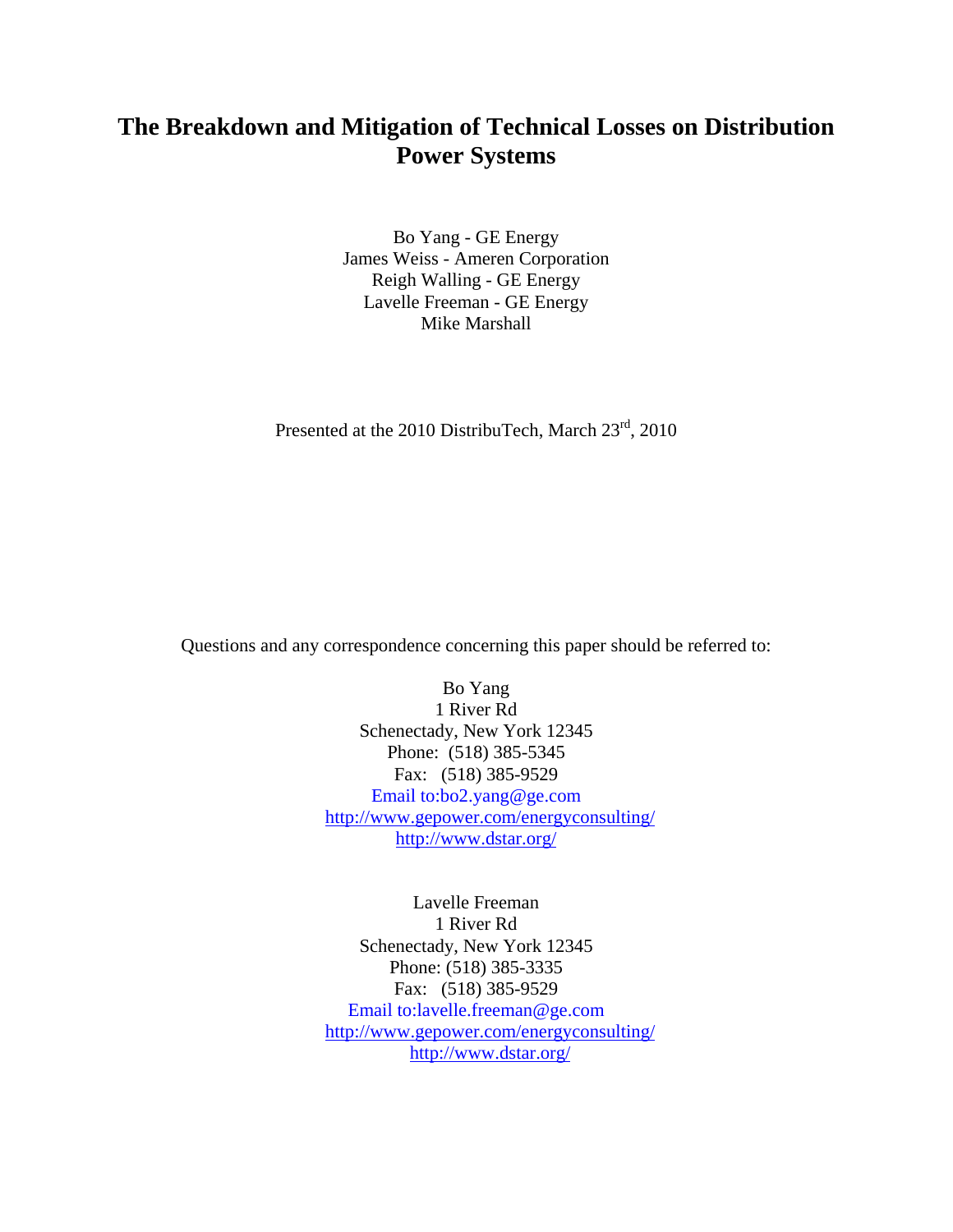# The Breakdown and Mitigation of Technical Losses on Distribution Power Systems

Bo Yang - GE Energy
James Weiss - Ameren Corporation
Reigh Walling - GE Energy
Lavelle Freeman - GE Energy
Mike Marshall

Presented at the 2010 DistribuTech, March 23rd, 2010

Questions and any correspondence concerning this paper should be referred to:

Bo Yang
1 River Rd
Schenectady, New York 12345
Phone: (518) 385-5345
Fax: (518) 385-9529
Email to:bo2.yang@ge.com
http://www.gepower.com/energyconsulting/
http://www.dstar.org/

Lavelle Freeman
1 River Rd
Schenectady, New York 12345
Phone: (518) 385-3335
Fax: (518) 385-9529
Email to:lavelle.freeman@ge.com
http://www.gepower.com/energyconsulting/
http://www.dstar.org/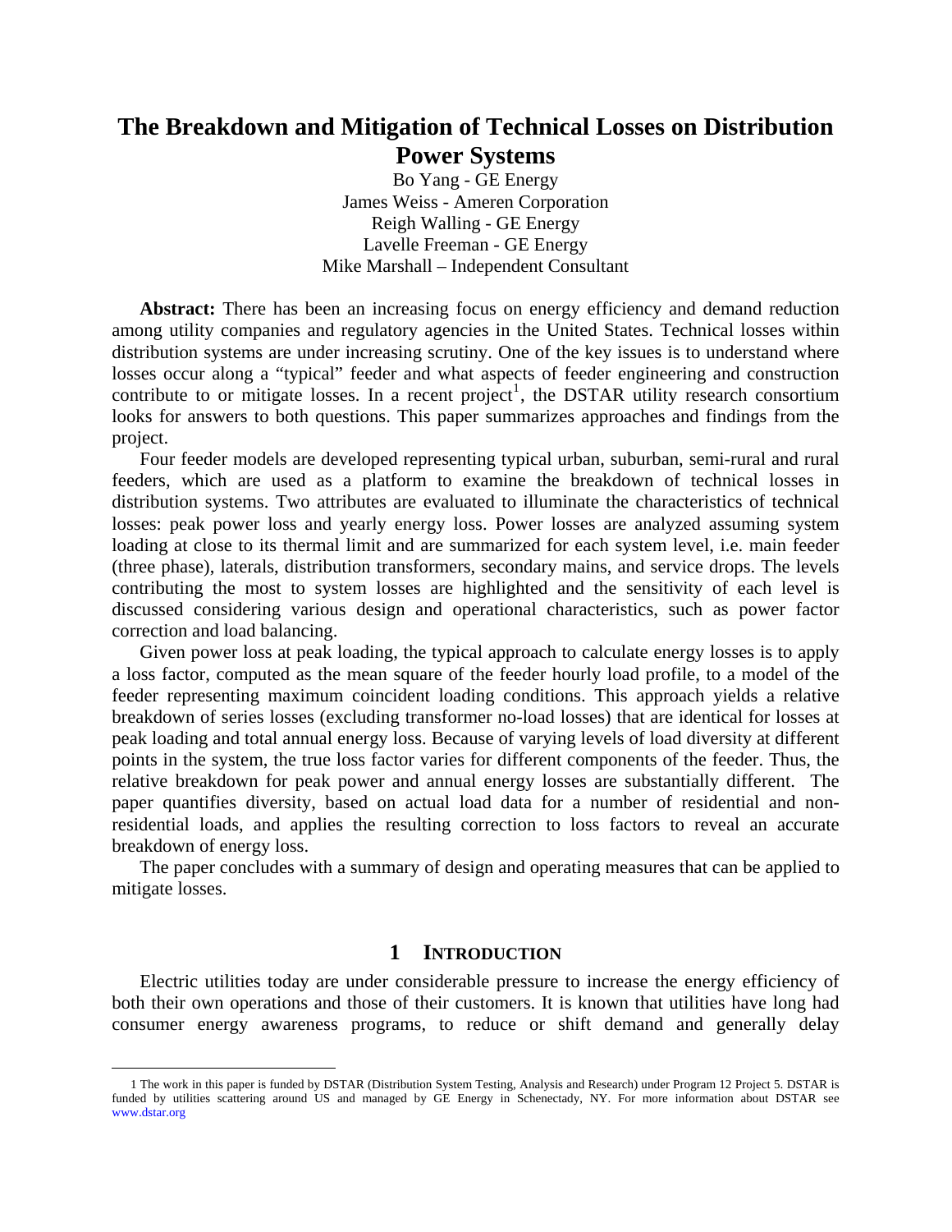# The Breakdown and Mitigation of Technical Losses on Distribution Power Systems

Bo Yang - GE Energy
James Weiss - Ameren Corporation
Reigh Walling - GE Energy
Lavelle Freeman - GE Energy
Mike Marshall – Independent Consultant

**Abstract:** There has been an increasing focus on energy efficiency and demand reduction among utility companies and regulatory agencies in the United States. Technical losses within distribution systems are under increasing scrutiny. One of the key issues is to understand where losses occur along a "typical" feeder and what aspects of feeder engineering and construction contribute to or mitigate losses. In a recent project[1], the DSTAR utility research consortium looks for answers to both questions. This paper summarizes approaches and findings from the project.

Four feeder models are developed representing typical urban, suburban, semi-rural and rural feeders, which are used as a platform to examine the breakdown of technical losses in distribution systems. Two attributes are evaluated to illuminate the characteristics of technical losses: peak power loss and yearly energy loss. Power losses are analyzed assuming system loading at close to its thermal limit and are summarized for each system level, i.e. main feeder (three phase), laterals, distribution transformers, secondary mains, and service drops. The levels contributing the most to system losses are highlighted and the sensitivity of each level is discussed considering various design and operational characteristics, such as power factor correction and load balancing.

Given power loss at peak loading, the typical approach to calculate energy losses is to apply a loss factor, computed as the mean square of the feeder hourly load profile, to a model of the feeder representing maximum coincident loading conditions. This approach yields a relative breakdown of series losses (excluding transformer no-load losses) that are identical for losses at peak loading and total annual energy loss. Because of varying levels of load diversity at different points in the system, the true loss factor varies for different components of the feeder. Thus, the relative breakdown for peak power and annual energy losses are substantially different. The paper quantifies diversity, based on actual load data for a number of residential and non-residential loads, and applies the resulting correction to loss factors to reveal an accurate breakdown of energy loss.

The paper concludes with a summary of design and operating measures that can be applied to mitigate losses.

## 1 INTRODUCTION

Electric utilities today are under considerable pressure to increase the energy efficiency of both their own operations and those of their customers. It is known that utilities have long had consumer energy awareness programs, to reduce or shift demand and generally delay

[1] The work in this paper is funded by DSTAR (Distribution System Testing, Analysis and Research) under Program 12 Project 5. DSTAR is funded by utilities scattering around US and managed by GE Energy in Schenectady, NY. For more information about DSTAR see www.dstar.org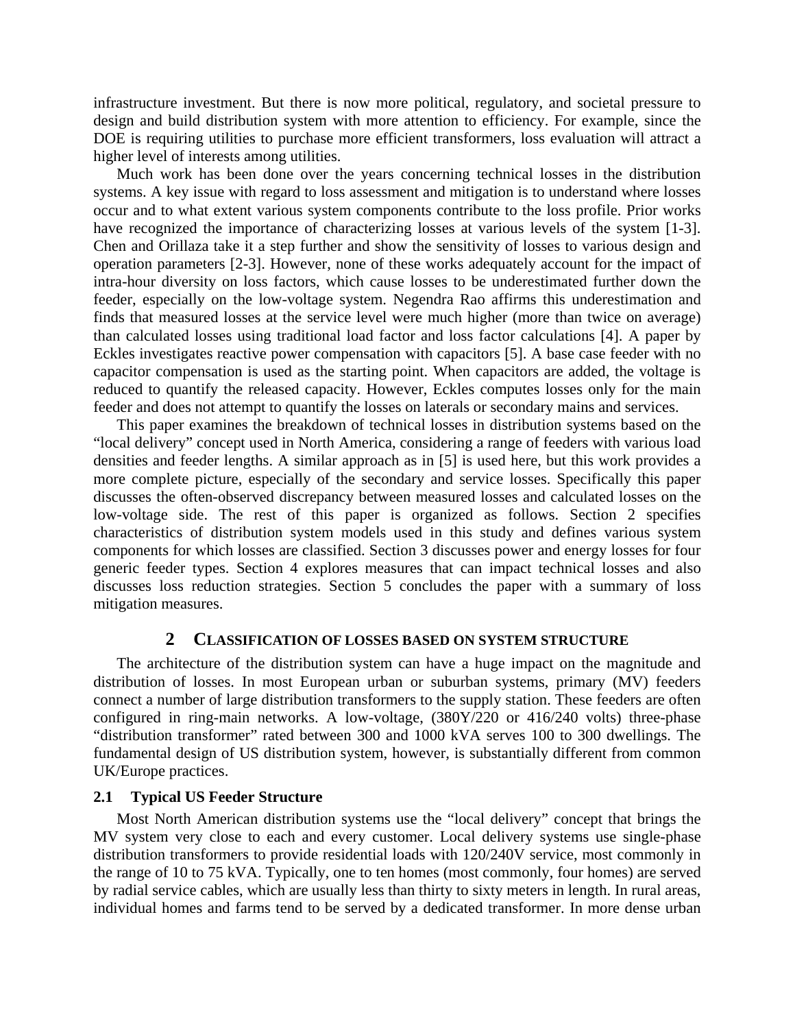infrastructure investment. But there is now more political, regulatory, and societal pressure to design and build distribution system with more attention to efficiency. For example, since the DOE is requiring utilities to purchase more efficient transformers, loss evaluation will attract a higher level of interests among utilities.

Much work has been done over the years concerning technical losses in the distribution systems. A key issue with regard to loss assessment and mitigation is to understand where losses occur and to what extent various system components contribute to the loss profile. Prior works have recognized the importance of characterizing losses at various levels of the system [1-3]. Chen and Orillaza take it a step further and show the sensitivity of losses to various design and operation parameters [2-3]. However, none of these works adequately account for the impact of intra-hour diversity on loss factors, which cause losses to be underestimated further down the feeder, especially on the low-voltage system. Negendra Rao affirms this underestimation and finds that measured losses at the service level were much higher (more than twice on average) than calculated losses using traditional load factor and loss factor calculations [4]. A paper by Eckles investigates reactive power compensation with capacitors [5]. A base case feeder with no capacitor compensation is used as the starting point. When capacitors are added, the voltage is reduced to quantify the released capacity. However, Eckles computes losses only for the main feeder and does not attempt to quantify the losses on laterals or secondary mains and services.

This paper examines the breakdown of technical losses in distribution systems based on the "local delivery" concept used in North America, considering a range of feeders with various load densities and feeder lengths. A similar approach as in [5] is used here, but this work provides a more complete picture, especially of the secondary and service losses. Specifically this paper discusses the often-observed discrepancy between measured losses and calculated losses on the low-voltage side. The rest of this paper is organized as follows. Section 2 specifies characteristics of distribution system models used in this study and defines various system components for which losses are classified. Section 3 discusses power and energy losses for four generic feeder types. Section 4 explores measures that can impact technical losses and also discusses loss reduction strategies. Section 5 concludes the paper with a summary of loss mitigation measures.

## 2 CLASSIFICATION OF LOSSES BASED ON SYSTEM STRUCTURE

The architecture of the distribution system can have a huge impact on the magnitude and distribution of losses. In most European urban or suburban systems, primary (MV) feeders connect a number of large distribution transformers to the supply station. These feeders are often configured in ring-main networks. A low-voltage, (380Y/220 or 416/240 volts) three-phase "distribution transformer" rated between 300 and 1000 kVA serves 100 to 300 dwellings. The fundamental design of US distribution system, however, is substantially different from common UK/Europe practices.

### 2.1 Typical US Feeder Structure

Most North American distribution systems use the "local delivery" concept that brings the MV system very close to each and every customer. Local delivery systems use single-phase distribution transformers to provide residential loads with 120/240V service, most commonly in the range of 10 to 75 kVA. Typically, one to ten homes (most commonly, four homes) are served by radial service cables, which are usually less than thirty to sixty meters in length. In rural areas, individual homes and farms tend to be served by a dedicated transformer. In more dense urban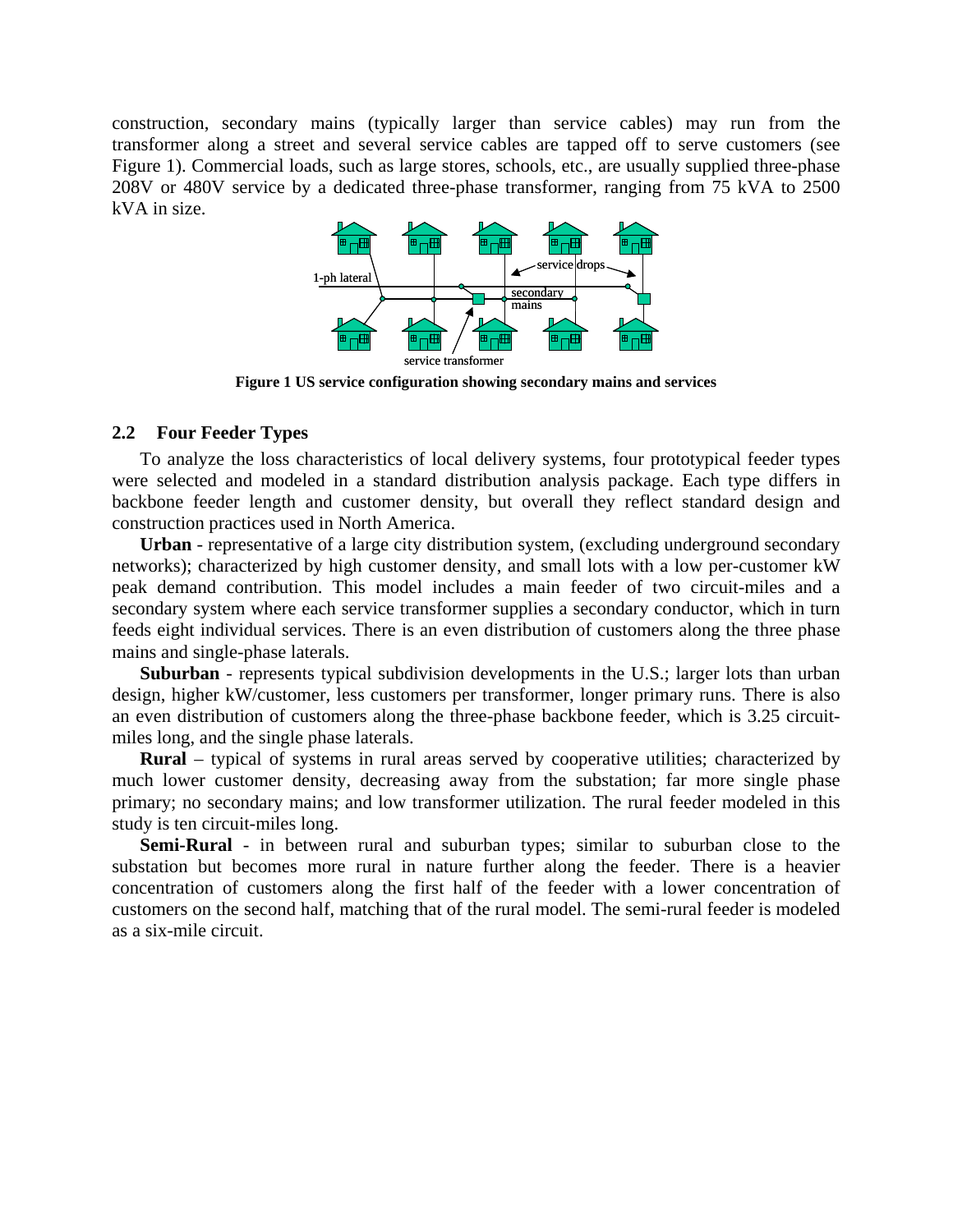construction, secondary mains (typically larger than service cables) may run from the transformer along a street and several service cables are tapped off to serve customers (see Figure 1). Commercial loads, such as large stores, schools, etc., are usually supplied three-phase 208V or 480V service by a dedicated three-phase transformer, ranging from 75 kVA to 2500 kVA in size.

**Figure 1 US service configuration showing secondary mains and services**

## 2.2 Four Feeder Types

To analyze the loss characteristics of local delivery systems, four prototypical feeder types were selected and modeled in a standard distribution analysis package. Each type differs in backbone feeder length and customer density, but overall they reflect standard design and construction practices used in North America.

**Urban** - representative of a large city distribution system, (excluding underground secondary networks); characterized by high customer density, and small lots with a low per-customer kW peak demand contribution. This model includes a main feeder of two circuit-miles and a secondary system where each service transformer supplies a secondary conductor, which in turn feeds eight individual services. There is an even distribution of customers along the three phase mains and single-phase laterals.

**Suburban** - represents typical subdivision developments in the U.S.; larger lots than urban design, higher kW/customer, less customers per transformer, longer primary runs. There is also an even distribution of customers along the three-phase backbone feeder, which is 3.25 circuit-miles long, and the single phase laterals.

**Rural** – typical of systems in rural areas served by cooperative utilities; characterized by much lower customer density, decreasing away from the substation; far more single phase primary; no secondary mains; and low transformer utilization. The rural feeder modeled in this study is ten circuit-miles long.

**Semi-Rural** - in between rural and suburban types; similar to suburban close to the substation but becomes more rural in nature further along the feeder. There is a heavier concentration of customers along the first half of the feeder with a lower concentration of customers on the second half, matching that of the rural model. The semi-rural feeder is modeled as a six-mile circuit.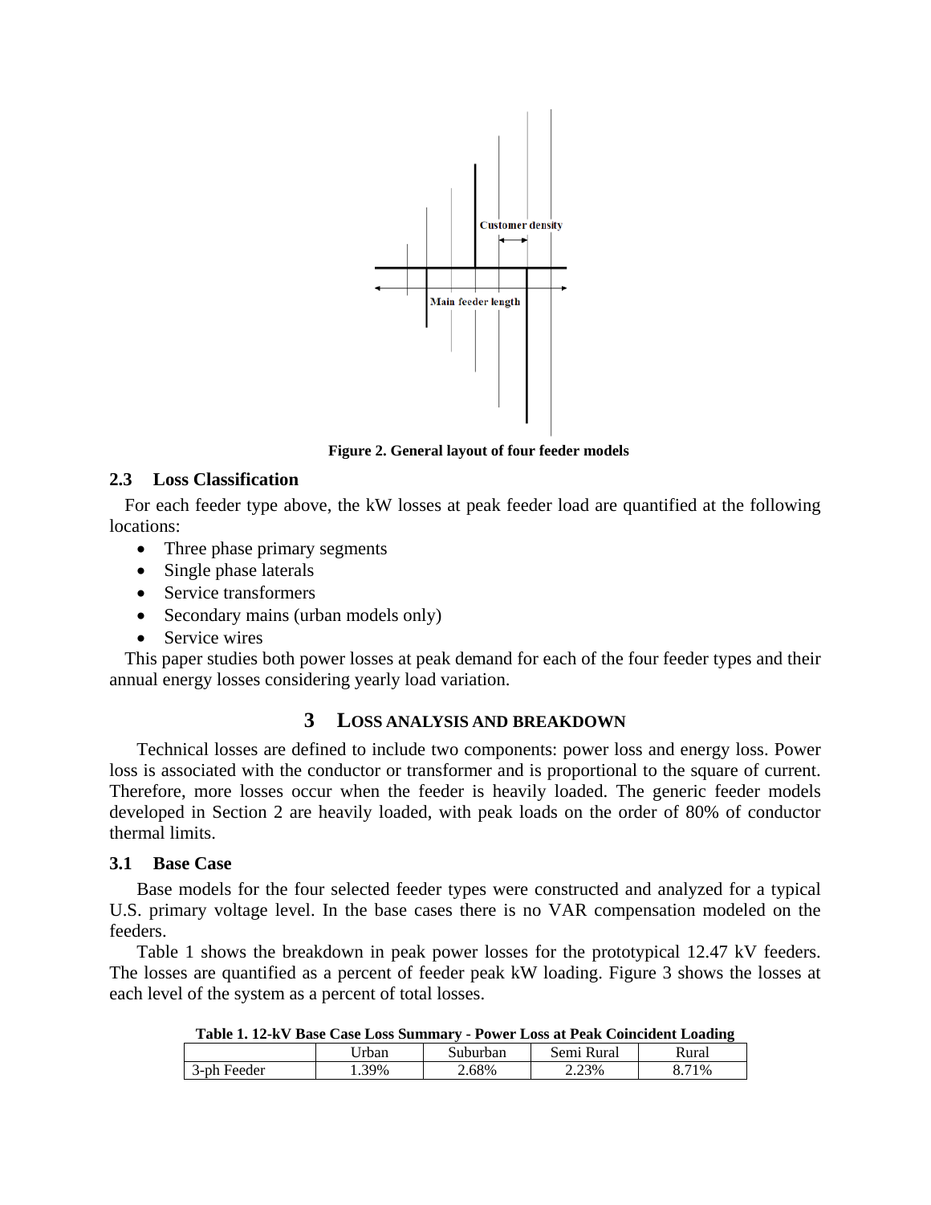Figure 2. General layout of four feeder models

### 2.3 Loss Classification

For each feeder type above, the kW losses at peak feeder load are quantified at the following locations:

- Three phase primary segments
- Single phase laterals
- Service transformers
- Secondary mains (urban models only)
- Service wires

This paper studies both power losses at peak demand for each of the four feeder types and their annual energy losses considering yearly load variation.

## 3 LOSS ANALYSIS AND BREAKDOWN

Technical losses are defined to include two components: power loss and energy loss. Power loss is associated with the conductor or transformer and is proportional to the square of current. Therefore, more losses occur when the feeder is heavily loaded. The generic feeder models developed in Section 2 are heavily loaded, with peak loads on the order of 80% of conductor thermal limits.

### 3.1 Base Case

Base models for the four selected feeder types were constructed and analyzed for a typical U.S. primary voltage level. In the base cases there is no VAR compensation modeled on the feeders.

Table 1 shows the breakdown in peak power losses for the prototypical 12.47 kV feeders. The losses are quantified as a percent of feeder peak kW loading. Figure 3 shows the losses at each level of the system as a percent of total losses.

**Table 1. 12-kV Base Case Loss Summary - Power Loss at Peak Coincident Loading**

| | Urban | Suburban | Semi Rural | Rural |
|---|---|---|---|---|
| 3-ph Feeder | 1.39% | 2.68% | 2.23% | 8.71% |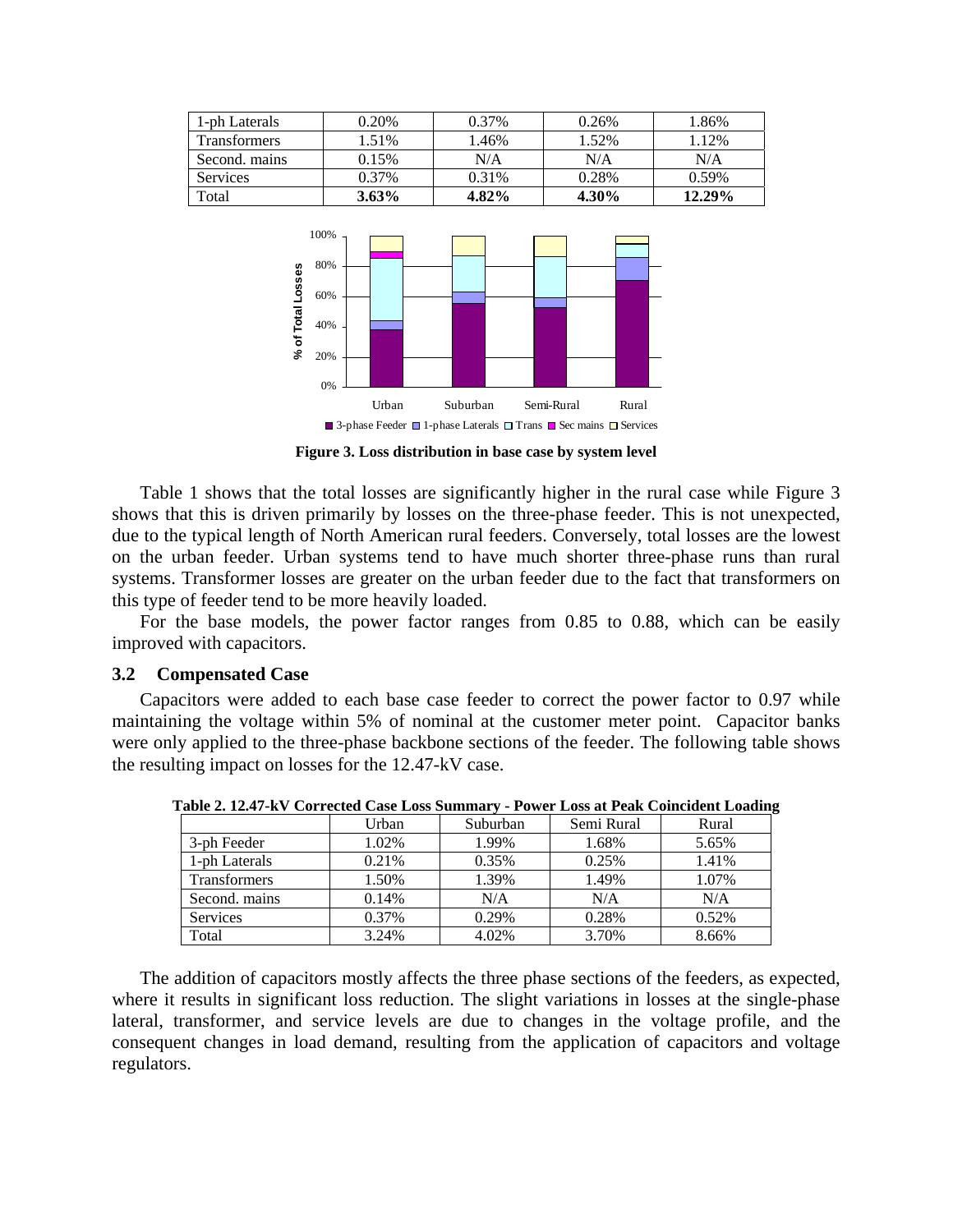| 1-ph Laterals | 0.20% | 0.37% | 0.26% | 1.86% |
|---|---|---|---|---|
| Transformers | 1.51% | 1.46% | 1.52% | 1.12% |
| Second. mains | 0.15% | N/A | N/A | N/A |
| Services | 0.37% | 0.31% | 0.28% | 0.59% |
| Total | **3.63%** | **4.82%** | **4.30%** | **12.29%** |

**Figure 3. Loss distribution in base case by system level**

Table 1 shows that the total losses are significantly higher in the rural case while Figure 3 shows that this is driven primarily by losses on the three-phase feeder. This is not unexpected, due to the typical length of North American rural feeders. Conversely, total losses are the lowest on the urban feeder. Urban systems tend to have much shorter three-phase runs than rural systems. Transformer losses are greater on the urban feeder due to the fact that transformers on this type of feeder tend to be more heavily loaded.

For the base models, the power factor ranges from 0.85 to 0.88, which can be easily improved with capacitors.

### 3.2 Compensated Case

Capacitors were added to each base case feeder to correct the power factor to 0.97 while maintaining the voltage within 5% of nominal at the customer meter point. Capacitor banks were only applied to the three-phase backbone sections of the feeder. The following table shows the resulting impact on losses for the 12.47-kV case.

**Table 2. 12.47-kV Corrected Case Loss Summary - Power Loss at Peak Coincident Loading**

| | Urban | Suburban | Semi Rural | Rural |
|---|---|---|---|---|
| 3-ph Feeder | 1.02% | 1.99% | 1.68% | 5.65% |
| 1-ph Laterals | 0.21% | 0.35% | 0.25% | 1.41% |
| Transformers | 1.50% | 1.39% | 1.49% | 1.07% |
| Second. mains | 0.14% | N/A | N/A | N/A |
| Services | 0.37% | 0.29% | 0.28% | 0.52% |
| Total | 3.24% | 4.02% | 3.70% | 8.66% |

The addition of capacitors mostly affects the three phase sections of the feeders, as expected, where it results in significant loss reduction. The slight variations in losses at the single-phase lateral, transformer, and service levels are due to changes in the voltage profile, and the consequent changes in load demand, resulting from the application of capacitors and voltage regulators.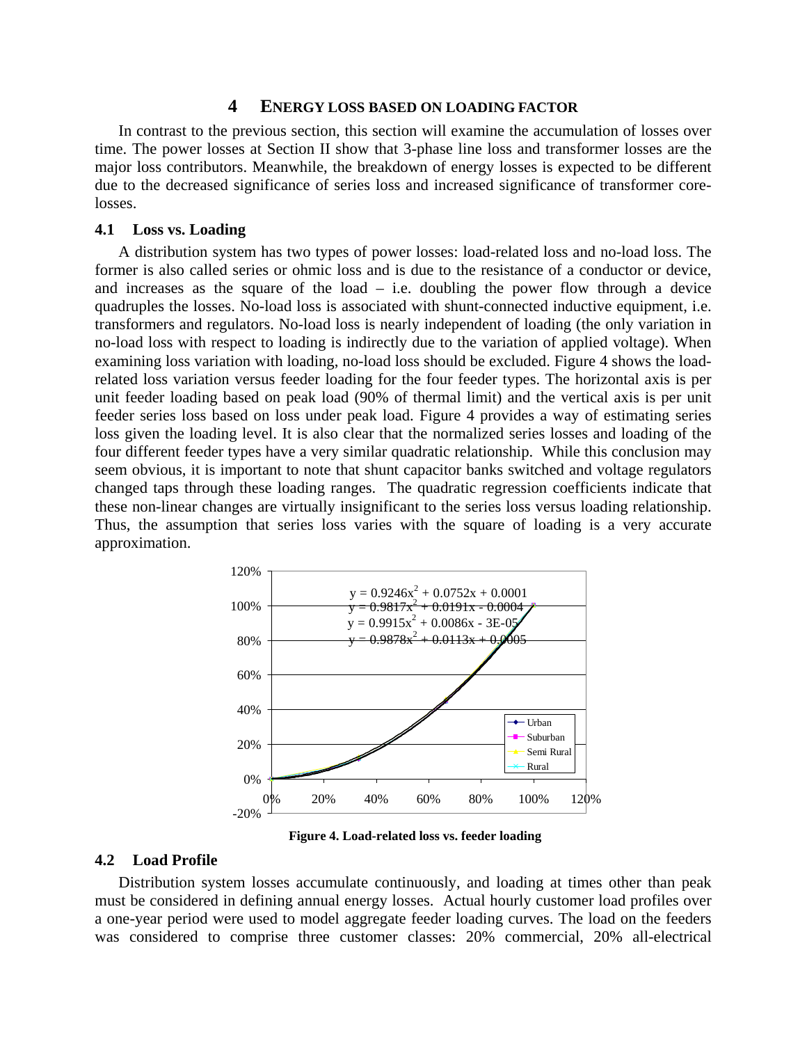## 4 ENERGY LOSS BASED ON LOADING FACTOR

In contrast to the previous section, this section will examine the accumulation of losses over time. The power losses at Section II show that 3-phase line loss and transformer losses are the major loss contributors. Meanwhile, the breakdown of energy losses is expected to be different due to the decreased significance of series loss and increased significance of transformer core-losses.

### 4.1 Loss vs. Loading

A distribution system has two types of power losses: load-related loss and no-load loss. The former is also called series or ohmic loss and is due to the resistance of a conductor or device, and increases as the square of the load – i.e. doubling the power flow through a device quadruples the losses. No-load loss is associated with shunt-connected inductive equipment, i.e. transformers and regulators. No-load loss is nearly independent of loading (the only variation in no-load loss with respect to loading is indirectly due to the variation of applied voltage). When examining loss variation with loading, no-load loss should be excluded. Figure 4 shows the load-related loss variation versus feeder loading for the four feeder types. The horizontal axis is per unit feeder loading based on peak load (90% of thermal limit) and the vertical axis is per unit feeder series loss based on loss under peak load. Figure 4 provides a way of estimating series loss given the loading level. It is also clear that the normalized series losses and loading of the four different feeder types have a very similar quadratic relationship. While this conclusion may seem obvious, it is important to note that shunt capacitor banks switched and voltage regulators changed taps through these loading ranges. The quadratic regression coefficients indicate that these non-linear changes are virtually insignificant to the series loss versus loading relationship. Thus, the assumption that series loss varies with the square of loading is a very accurate approximation.

$y = 0.9246x^2 + 0.0752x + 0.0001$

$y = 0.9817x^2 + 0.0191x - 0.0004$

$y = 0.9915x^2 + 0.0086x - 3E\text{-}05$

$y = 0.9878x^2 + 0.0113x + 0.0005$

Legend: Urban, Suburban, Semi Rural, Rural

**Figure 4. Load-related loss vs. feeder loading**

### 4.2 Load Profile

Distribution system losses accumulate continuously, and loading at times other than peak must be considered in defining annual energy losses. Actual hourly customer load profiles over a one-year period were used to model aggregate feeder loading curves. The load on the feeders was considered to comprise three customer classes: 20% commercial, 20% all-electrical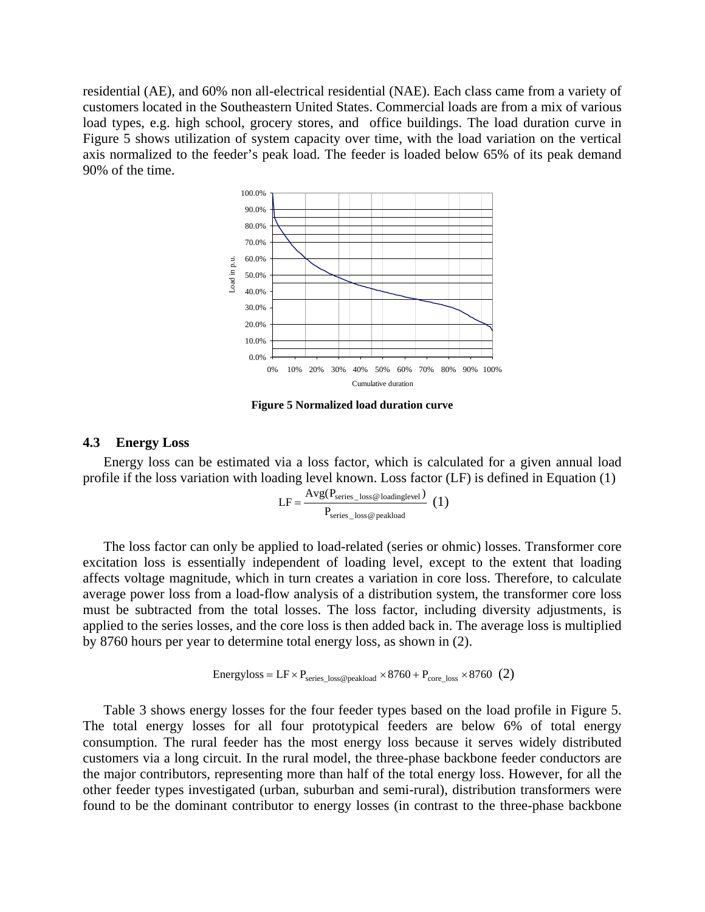residential (AE), and 60% non all-electrical residential (NAE). Each class came from a variety of customers located in the Southeastern United States. Commercial loads are from a mix of various load types, e.g. high school, grocery stores, and office buildings. The load duration curve in Figure 5 shows utilization of system capacity over time, with the load variation on the vertical axis normalized to the feeder's peak load. The feeder is loaded below 65% of its peak demand 90% of the time.

**Figure 5 Normalized load duration curve**

### 4.3 Energy Loss

Energy loss can be estimated via a loss factor, which is calculated for a given annual load profile if the loss variation with loading level known. Loss factor (LF) is defined in Equation (1)

$$LF = \frac{Avg(P_{series\_loss@loadinglevel})}{P_{series\_loss@peakload}} \quad (1)$$

The loss factor can only be applied to load-related (series or ohmic) losses. Transformer core excitation loss is essentially independent of loading level, except to the extent that loading affects voltage magnitude, which in turn creates a variation in core loss. Therefore, to calculate average power loss from a load-flow analysis of a distribution system, the transformer core loss must be subtracted from the total losses. The loss factor, including diversity adjustments, is applied to the series losses, and the core loss is then added back in. The average loss is multiplied by 8760 hours per year to determine total energy loss, as shown in (2).

$$Energyloss = LF \times P_{series\_loss@peakload} \times 8760 + P_{core\_loss} \times 8760 \quad (2)$$

Table 3 shows energy losses for the four feeder types based on the load profile in Figure 5. The total energy losses for all four prototypical feeders are below 6% of total energy consumption. The rural feeder has the most energy loss because it serves widely distributed customers via a long circuit. In the rural model, the three-phase backbone feeder conductors are the major contributors, representing more than half of the total energy loss. However, for all the other feeder types investigated (urban, suburban and semi-rural), distribution transformers were found to be the dominant contributor to energy losses (in contrast to the three-phase backbone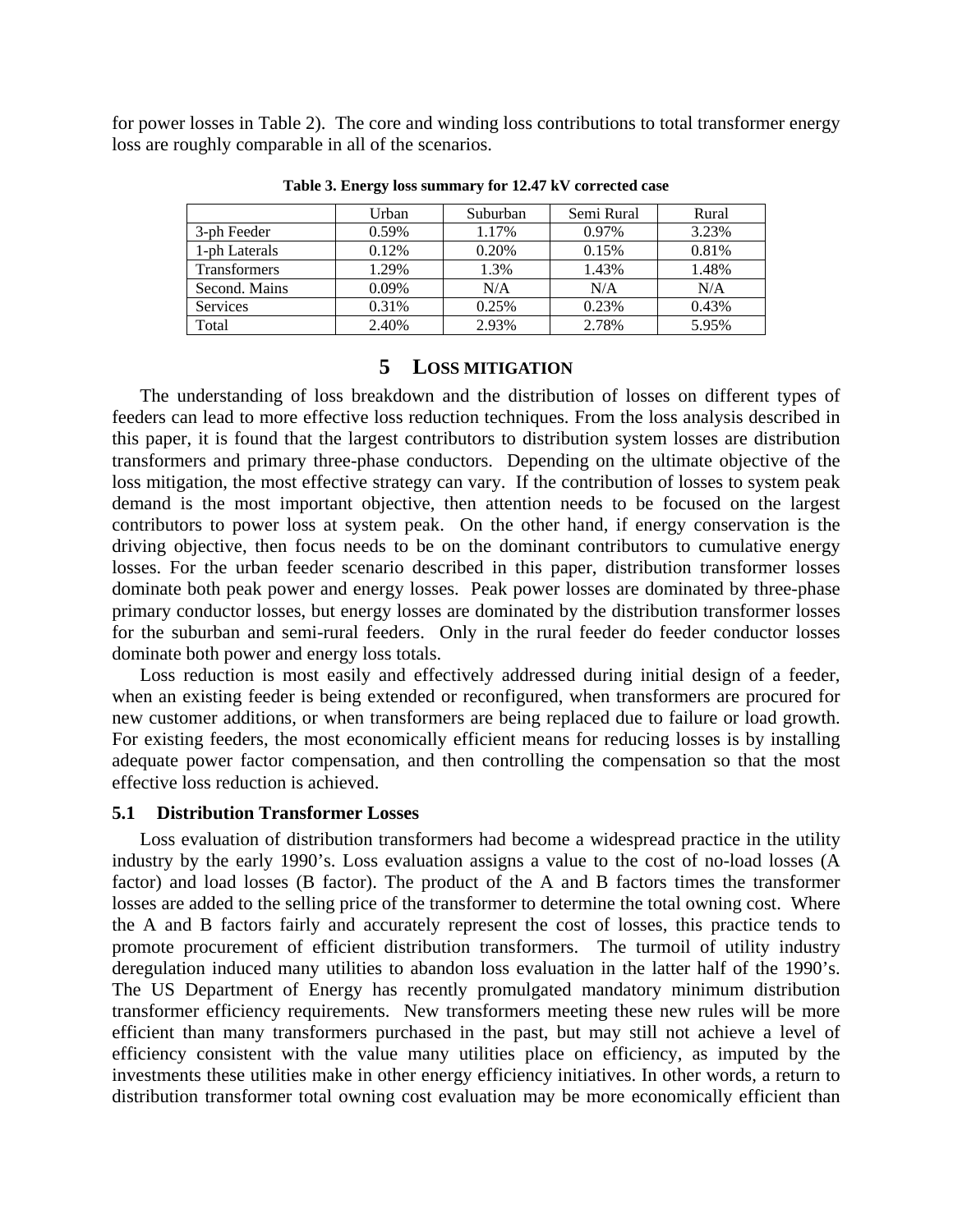for power losses in Table 2). The core and winding loss contributions to total transformer energy loss are roughly comparable in all of the scenarios.

**Table 3. Energy loss summary for 12.47 kV corrected case**

| | Urban | Suburban | Semi Rural | Rural |
|---|---|---|---|---|
| 3-ph Feeder | 0.59% | 1.17% | 0.97% | 3.23% |
| 1-ph Laterals | 0.12% | 0.20% | 0.15% | 0.81% |
| Transformers | 1.29% | 1.3% | 1.43% | 1.48% |
| Second. Mains | 0.09% | N/A | N/A | N/A |
| Services | 0.31% | 0.25% | 0.23% | 0.43% |
| Total | 2.40% | 2.93% | 2.78% | 5.95% |

## 5 LOSS MITIGATION

The understanding of loss breakdown and the distribution of losses on different types of feeders can lead to more effective loss reduction techniques. From the loss analysis described in this paper, it is found that the largest contributors to distribution system losses are distribution transformers and primary three-phase conductors. Depending on the ultimate objective of the loss mitigation, the most effective strategy can vary. If the contribution of losses to system peak demand is the most important objective, then attention needs to be focused on the largest contributors to power loss at system peak. On the other hand, if energy conservation is the driving objective, then focus needs to be on the dominant contributors to cumulative energy losses. For the urban feeder scenario described in this paper, distribution transformer losses dominate both peak power and energy losses. Peak power losses are dominated by three-phase primary conductor losses, but energy losses are dominated by the distribution transformer losses for the suburban and semi-rural feeders. Only in the rural feeder do feeder conductor losses dominate both power and energy loss totals.

Loss reduction is most easily and effectively addressed during initial design of a feeder, when an existing feeder is being extended or reconfigured, when transformers are procured for new customer additions, or when transformers are being replaced due to failure or load growth. For existing feeders, the most economically efficient means for reducing losses is by installing adequate power factor compensation, and then controlling the compensation so that the most effective loss reduction is achieved.

### 5.1 Distribution Transformer Losses

Loss evaluation of distribution transformers had become a widespread practice in the utility industry by the early 1990's. Loss evaluation assigns a value to the cost of no-load losses (A factor) and load losses (B factor). The product of the A and B factors times the transformer losses are added to the selling price of the transformer to determine the total owning cost. Where the A and B factors fairly and accurately represent the cost of losses, this practice tends to promote procurement of efficient distribution transformers. The turmoil of utility industry deregulation induced many utilities to abandon loss evaluation in the latter half of the 1990's. The US Department of Energy has recently promulgated mandatory minimum distribution transformer efficiency requirements. New transformers meeting these new rules will be more efficient than many transformers purchased in the past, but may still not achieve a level of efficiency consistent with the value many utilities place on efficiency, as imputed by the investments these utilities make in other energy efficiency initiatives. In other words, a return to distribution transformer total owning cost evaluation may be more economically efficient than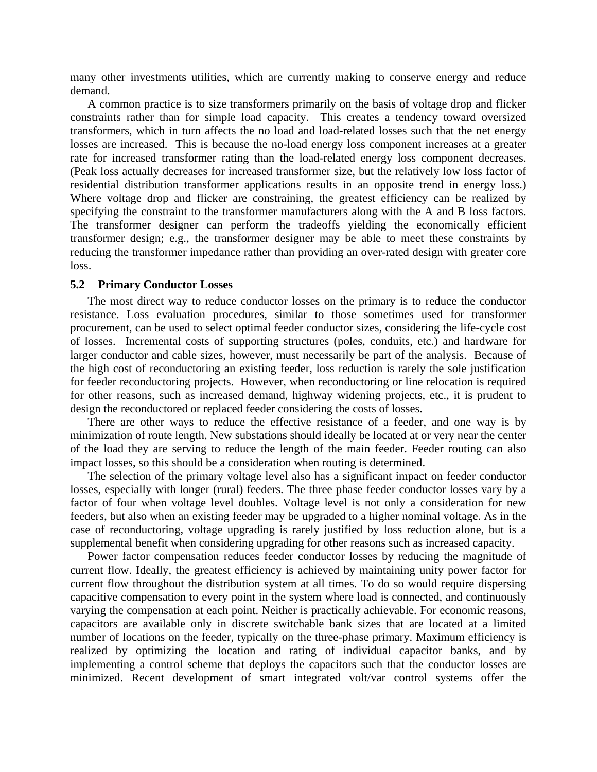many other investments utilities, which are currently making to conserve energy and reduce demand.

A common practice is to size transformers primarily on the basis of voltage drop and flicker constraints rather than for simple load capacity. This creates a tendency toward oversized transformers, which in turn affects the no load and load-related losses such that the net energy losses are increased. This is because the no-load energy loss component increases at a greater rate for increased transformer rating than the load-related energy loss component decreases. (Peak loss actually decreases for increased transformer size, but the relatively low loss factor of residential distribution transformer applications results in an opposite trend in energy loss.) Where voltage drop and flicker are constraining, the greatest efficiency can be realized by specifying the constraint to the transformer manufacturers along with the A and B loss factors. The transformer designer can perform the tradeoffs yielding the economically efficient transformer design; e.g., the transformer designer may be able to meet these constraints by reducing the transformer impedance rather than providing an over-rated design with greater core loss.

### 5.2 Primary Conductor Losses

The most direct way to reduce conductor losses on the primary is to reduce the conductor resistance. Loss evaluation procedures, similar to those sometimes used for transformer procurement, can be used to select optimal feeder conductor sizes, considering the life-cycle cost of losses. Incremental costs of supporting structures (poles, conduits, etc.) and hardware for larger conductor and cable sizes, however, must necessarily be part of the analysis. Because of the high cost of reconductoring an existing feeder, loss reduction is rarely the sole justification for feeder reconductoring projects. However, when reconductoring or line relocation is required for other reasons, such as increased demand, highway widening projects, etc., it is prudent to design the reconductored or replaced feeder considering the costs of losses.

There are other ways to reduce the effective resistance of a feeder, and one way is by minimization of route length. New substations should ideally be located at or very near the center of the load they are serving to reduce the length of the main feeder. Feeder routing can also impact losses, so this should be a consideration when routing is determined.

The selection of the primary voltage level also has a significant impact on feeder conductor losses, especially with longer (rural) feeders. The three phase feeder conductor losses vary by a factor of four when voltage level doubles. Voltage level is not only a consideration for new feeders, but also when an existing feeder may be upgraded to a higher nominal voltage. As in the case of reconductoring, voltage upgrading is rarely justified by loss reduction alone, but is a supplemental benefit when considering upgrading for other reasons such as increased capacity.

Power factor compensation reduces feeder conductor losses by reducing the magnitude of current flow. Ideally, the greatest efficiency is achieved by maintaining unity power factor for current flow throughout the distribution system at all times. To do so would require dispersing capacitive compensation to every point in the system where load is connected, and continuously varying the compensation at each point. Neither is practically achievable. For economic reasons, capacitors are available only in discrete switchable bank sizes that are located at a limited number of locations on the feeder, typically on the three-phase primary. Maximum efficiency is realized by optimizing the location and rating of individual capacitor banks, and by implementing a control scheme that deploys the capacitors such that the conductor losses are minimized. Recent development of smart integrated volt/var control systems offer the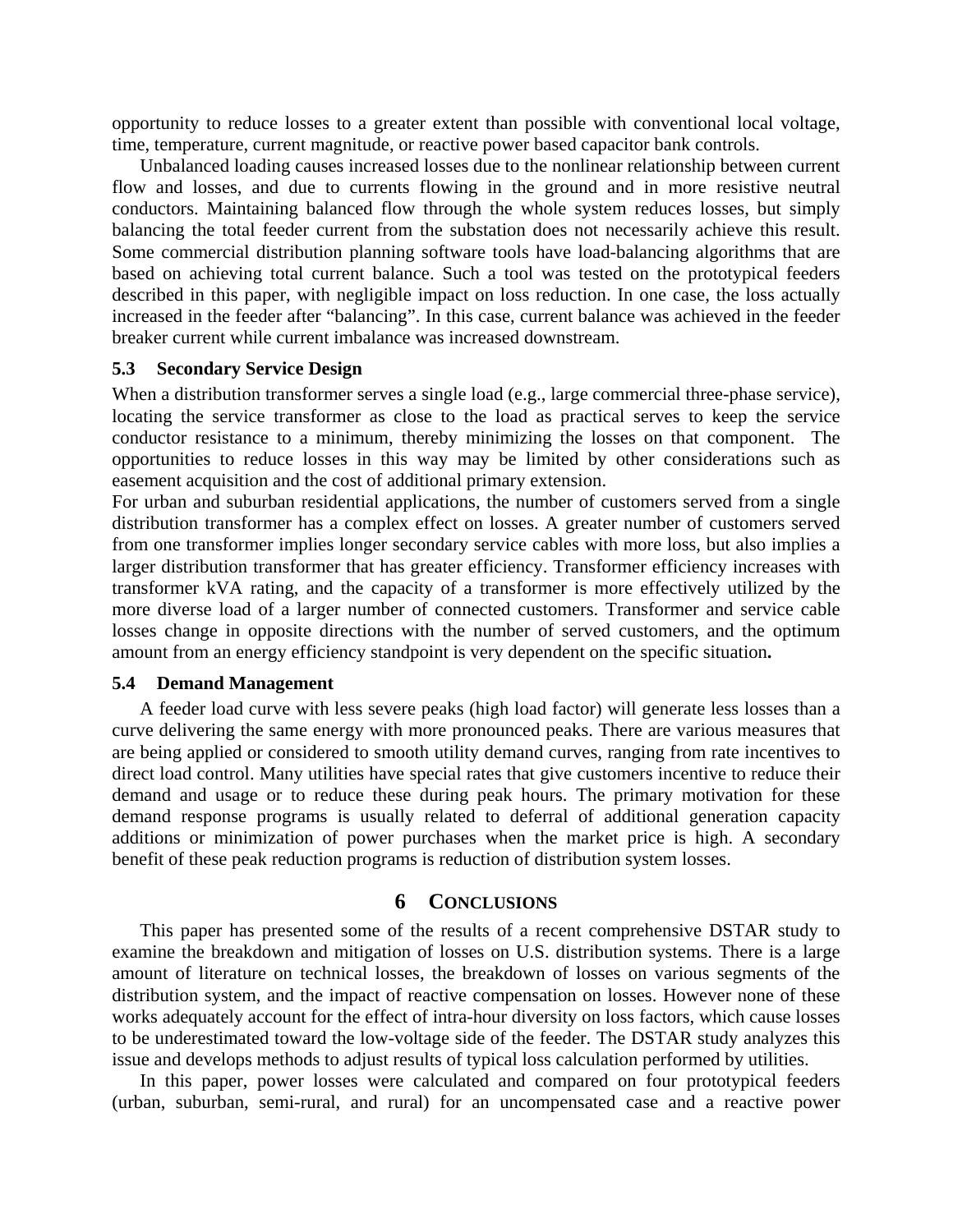opportunity to reduce losses to a greater extent than possible with conventional local voltage, time, temperature, current magnitude, or reactive power based capacitor bank controls.

Unbalanced loading causes increased losses due to the nonlinear relationship between current flow and losses, and due to currents flowing in the ground and in more resistive neutral conductors. Maintaining balanced flow through the whole system reduces losses, but simply balancing the total feeder current from the substation does not necessarily achieve this result. Some commercial distribution planning software tools have load-balancing algorithms that are based on achieving total current balance. Such a tool was tested on the prototypical feeders described in this paper, with negligible impact on loss reduction. In one case, the loss actually increased in the feeder after "balancing". In this case, current balance was achieved in the feeder breaker current while current imbalance was increased downstream.

### 5.3 Secondary Service Design

When a distribution transformer serves a single load (e.g., large commercial three-phase service), locating the service transformer as close to the load as practical serves to keep the service conductor resistance to a minimum, thereby minimizing the losses on that component. The opportunities to reduce losses in this way may be limited by other considerations such as easement acquisition and the cost of additional primary extension.

For urban and suburban residential applications, the number of customers served from a single distribution transformer has a complex effect on losses. A greater number of customers served from one transformer implies longer secondary service cables with more loss, but also implies a larger distribution transformer that has greater efficiency. Transformer efficiency increases with transformer kVA rating, and the capacity of a transformer is more effectively utilized by the more diverse load of a larger number of connected customers. Transformer and service cable losses change in opposite directions with the number of served customers, and the optimum amount from an energy efficiency standpoint is very dependent on the specific situation**.**

### 5.4 Demand Management

A feeder load curve with less severe peaks (high load factor) will generate less losses than a curve delivering the same energy with more pronounced peaks. There are various measures that are being applied or considered to smooth utility demand curves, ranging from rate incentives to direct load control. Many utilities have special rates that give customers incentive to reduce their demand and usage or to reduce these during peak hours. The primary motivation for these demand response programs is usually related to deferral of additional generation capacity additions or minimization of power purchases when the market price is high. A secondary benefit of these peak reduction programs is reduction of distribution system losses.

## 6 CONCLUSIONS

This paper has presented some of the results of a recent comprehensive DSTAR study to examine the breakdown and mitigation of losses on U.S. distribution systems. There is a large amount of literature on technical losses, the breakdown of losses on various segments of the distribution system, and the impact of reactive compensation on losses. However none of these works adequately account for the effect of intra-hour diversity on loss factors, which cause losses to be underestimated toward the low-voltage side of the feeder. The DSTAR study analyzes this issue and develops methods to adjust results of typical loss calculation performed by utilities.

In this paper, power losses were calculated and compared on four prototypical feeders (urban, suburban, semi-rural, and rural) for an uncompensated case and a reactive power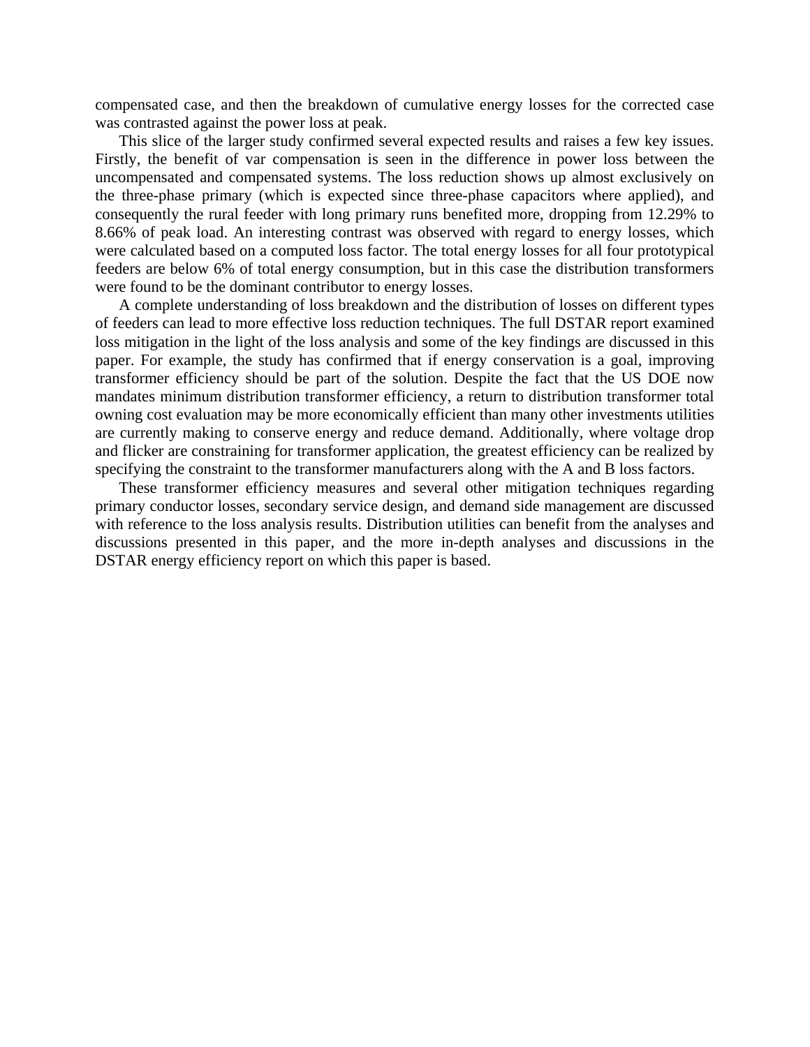compensated case, and then the breakdown of cumulative energy losses for the corrected case was contrasted against the power loss at peak.

This slice of the larger study confirmed several expected results and raises a few key issues. Firstly, the benefit of var compensation is seen in the difference in power loss between the uncompensated and compensated systems. The loss reduction shows up almost exclusively on the three-phase primary (which is expected since three-phase capacitors where applied), and consequently the rural feeder with long primary runs benefited more, dropping from 12.29% to 8.66% of peak load. An interesting contrast was observed with regard to energy losses, which were calculated based on a computed loss factor. The total energy losses for all four prototypical feeders are below 6% of total energy consumption, but in this case the distribution transformers were found to be the dominant contributor to energy losses.

A complete understanding of loss breakdown and the distribution of losses on different types of feeders can lead to more effective loss reduction techniques. The full DSTAR report examined loss mitigation in the light of the loss analysis and some of the key findings are discussed in this paper. For example, the study has confirmed that if energy conservation is a goal, improving transformer efficiency should be part of the solution. Despite the fact that the US DOE now mandates minimum distribution transformer efficiency, a return to distribution transformer total owning cost evaluation may be more economically efficient than many other investments utilities are currently making to conserve energy and reduce demand. Additionally, where voltage drop and flicker are constraining for transformer application, the greatest efficiency can be realized by specifying the constraint to the transformer manufacturers along with the A and B loss factors.

These transformer efficiency measures and several other mitigation techniques regarding primary conductor losses, secondary service design, and demand side management are discussed with reference to the loss analysis results. Distribution utilities can benefit from the analyses and discussions presented in this paper, and the more in-depth analyses and discussions in the DSTAR energy efficiency report on which this paper is based.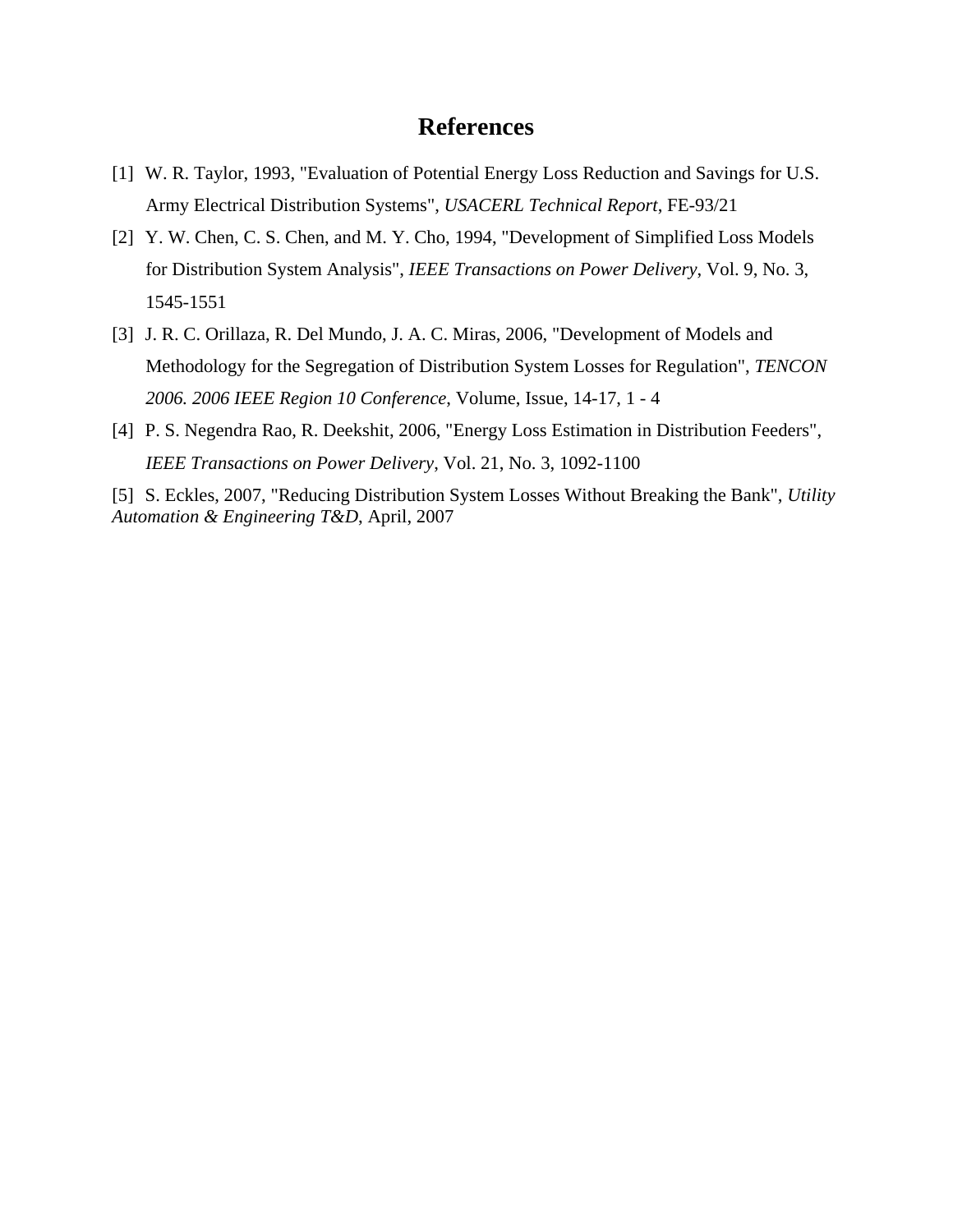# References

[1] W. R. Taylor, 1993, "Evaluation of Potential Energy Loss Reduction and Savings for U.S. Army Electrical Distribution Systems", *USACERL Technical Report*, FE-93/21

[2] Y. W. Chen, C. S. Chen, and M. Y. Cho, 1994, "Development of Simplified Loss Models for Distribution System Analysis", *IEEE Transactions on Power Delivery*, Vol. 9, No. 3, 1545-1551

[3] J. R. C. Orillaza, R. Del Mundo, J. A. C. Miras, 2006, "Development of Models and Methodology for the Segregation of Distribution System Losses for Regulation", *TENCON 2006. 2006 IEEE Region 10 Conference*, Volume, Issue, 14-17, 1 - 4

[4] P. S. Negendra Rao, R. Deekshit, 2006, "Energy Loss Estimation in Distribution Feeders", *IEEE Transactions on Power Delivery*, Vol. 21, No. 3, 1092-1100

[5] S. Eckles, 2007, "Reducing Distribution System Losses Without Breaking the Bank", *Utility Automation & Engineering T&D*, April, 2007